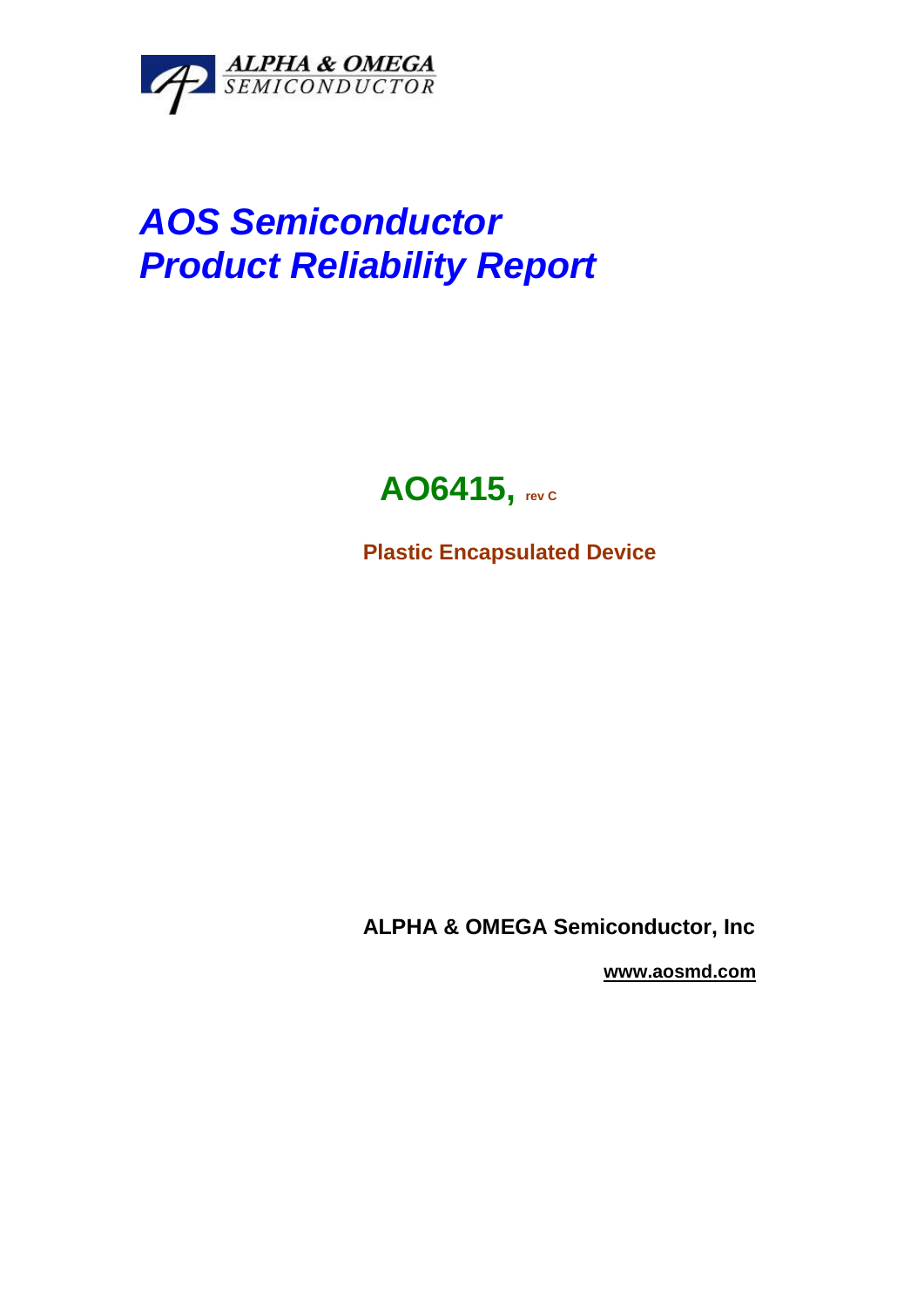ALPHA & OMEGA
SEMICONDUCTOR

# *AOS Semiconductor*
# *Product Reliability Report*

## AO6415, rev C

**Plastic Encapsulated Device**

**ALPHA & OMEGA Semiconductor, Inc**

**www.aosmd.com**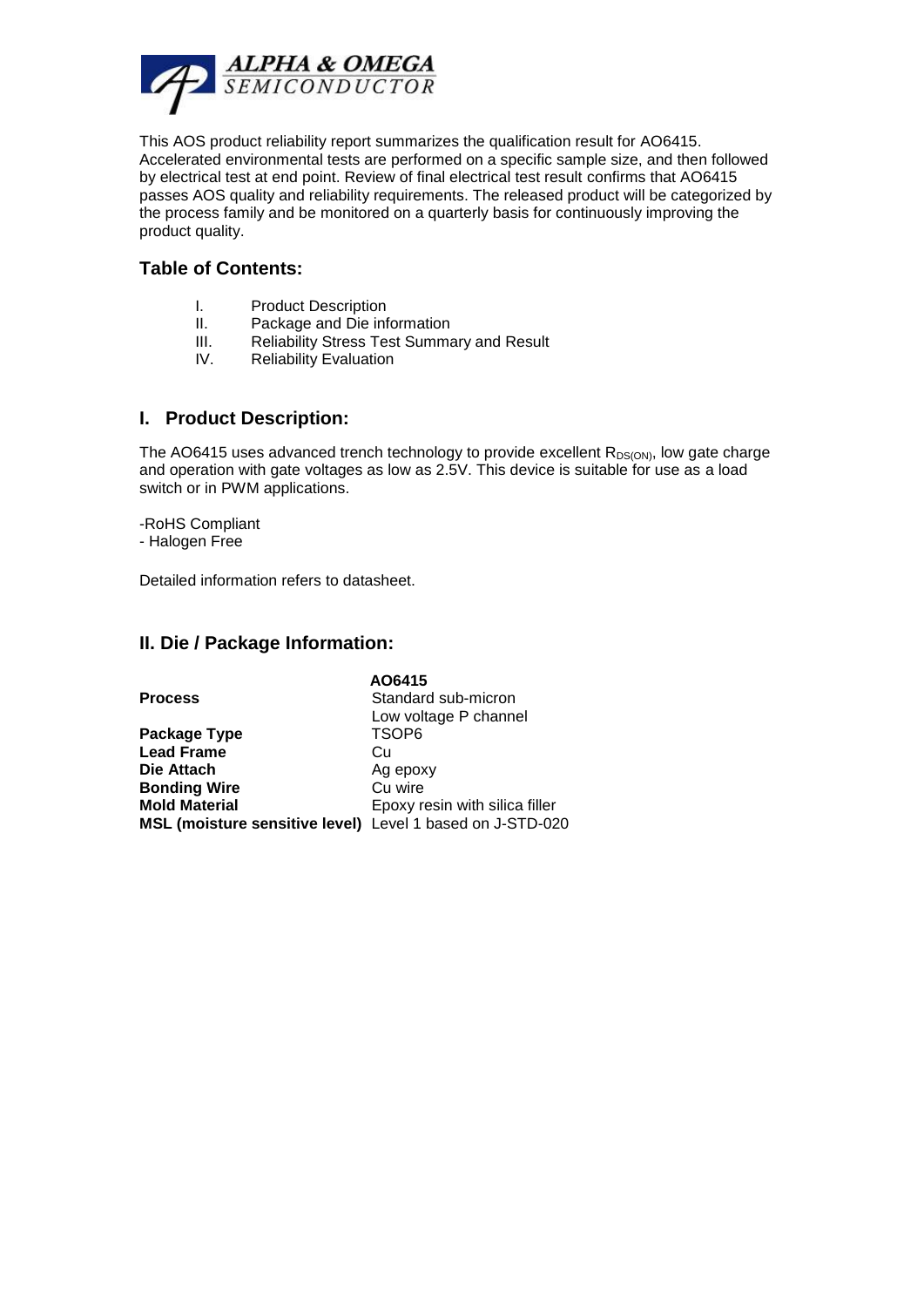This AOS product reliability report summarizes the qualification result for AO6415. Accelerated environmental tests are performed on a specific sample size, and then followed by electrical test at end point. Review of final electrical test result confirms that AO6415 passes AOS quality and reliability requirements. The released product will be categorized by the process family and be monitored on a quarterly basis for continuously improving the product quality.

## Table of Contents:

I. Product Description
II. Package and Die information
III. Reliability Stress Test Summary and Result
IV. Reliability Evaluation

## I. Product Description:

The AO6415 uses advanced trench technology to provide excellent $R_{DS(ON)}$, low gate charge and operation with gate voltages as low as 2.5V. This device is suitable for use as a load switch or in PWM applications.

-RoHS Compliant
- Halogen Free

Detailed information refers to datasheet.

## II. Die / Package Information:

| | **AO6415** |
|---|---|
| **Process** | Standard sub-micron<br>Low voltage P channel |
| **Package Type** | TSOP6 |
| **Lead Frame** | Cu |
| **Die Attach** | Ag epoxy |
| **Bonding Wire** | Cu wire |
| **Mold Material** | Epoxy resin with silica filler |
| **MSL (moisture sensitive level)** | Level 1 based on J-STD-020 |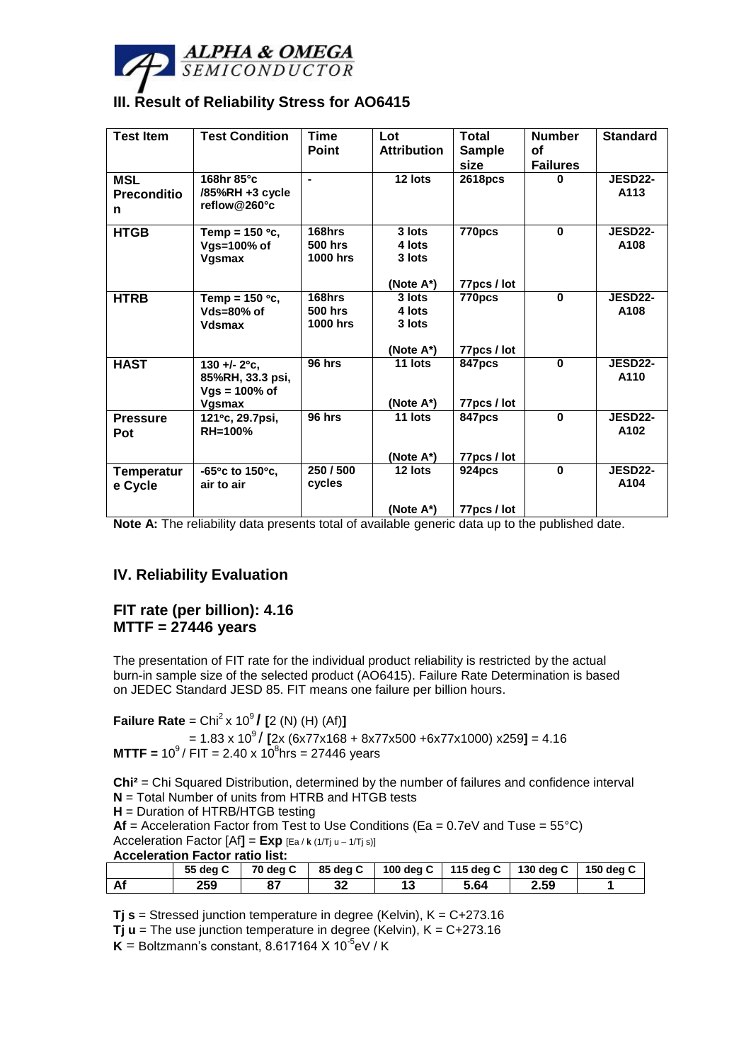## III. Result of Reliability Stress for AO6415

| Test Item | Test Condition | Time Point | Lot Attribution | Total Sample size | Number of Failures | Standard |
|---|---|---|---|---|---|---|
| MSL Precondition | 168hr 85°c /85%RH +3 cycle reflow@260°c | - | 12 lots | 2618pcs | 0 | JESD22-A113 |
| HTGB | Temp = 150 °c, Vgs=100% of Vgsmax | 168hrs 500 hrs 1000 hrs | 3 lots 4 lots 3 lots (Note A*) | 770pcs 77pcs / lot | 0 | JESD22-A108 |
| HTRB | Temp = 150 °c, Vds=80% of Vdsmax | 168hrs 500 hrs 1000 hrs | 3 lots 4 lots 3 lots (Note A*) | 770pcs 77pcs / lot | 0 | JESD22-A108 |
| HAST | 130 +/- 2°c, 85%RH, 33.3 psi, Vgs = 100% of Vgsmax | 96 hrs | 11 lots (Note A*) | 847pcs 77pcs / lot | 0 | JESD22-A110 |
| Pressure Pot | 121°c, 29.7psi, RH=100% | 96 hrs | 11 lots (Note A*) | 847pcs 77pcs / lot | 0 | JESD22-A102 |
| Temperature Cycle | -65°c to 150°c, air to air | 250 / 500 cycles | 12 lots (Note A*) | 924pcs 77pcs / lot | 0 | JESD22-A104 |

**Note A:** The reliability data presents total of available generic data up to the published date.

## IV. Reliability Evaluation

### FIT rate (per billion): 4.16
### MTTF = 27446 years

The presentation of FIT rate for the individual product reliability is restricted by the actual burn-in sample size of the selected product (AO6415). Failure Rate Determination is based on JEDEC Standard JESD 85. FIT means one failure per billion hours.

**Failure Rate** = $Chi^2 \times 10^9$ **/ [**2 (N) (H) (Af)**]**

= $1.83 \times 10^9$ **/ [**2x (6x77x168 + 8x77x500 +6x77x1000) x259**]** = 4.16

**MTTF =** $10^9$ / FIT = $2.40 \times 10^8$hrs = 27446 years

**Chi²** = Chi Squared Distribution, determined by the number of failures and confidence interval

**N** = Total Number of units from HTRB and HTGB tests

**H** = Duration of HTRB/HTGB testing

**Af** = Acceleration Factor from Test to Use Conditions (Ea = 0.7eV and Tuse = 55°C)

Acceleration Factor [Af**]** = **Exp** [Ea / **k** (1/Tj u – 1/Tj s)]

**Acceleration Factor ratio list:**

| | 55 deg C | 70 deg C | 85 deg C | 100 deg C | 115 deg C | 130 deg C | 150 deg C |
|---|---|---|---|---|---|---|---|
| Af | 259 | 87 | 32 | 13 | 5.64 | 2.59 | 1 |

**Tj s** = Stressed junction temperature in degree (Kelvin), K = C+273.16

**Tj u** = The use junction temperature in degree (Kelvin), K = C+273.16

**K** = Boltzmann's constant, $8.617164 \times 10^{-5}$eV / K